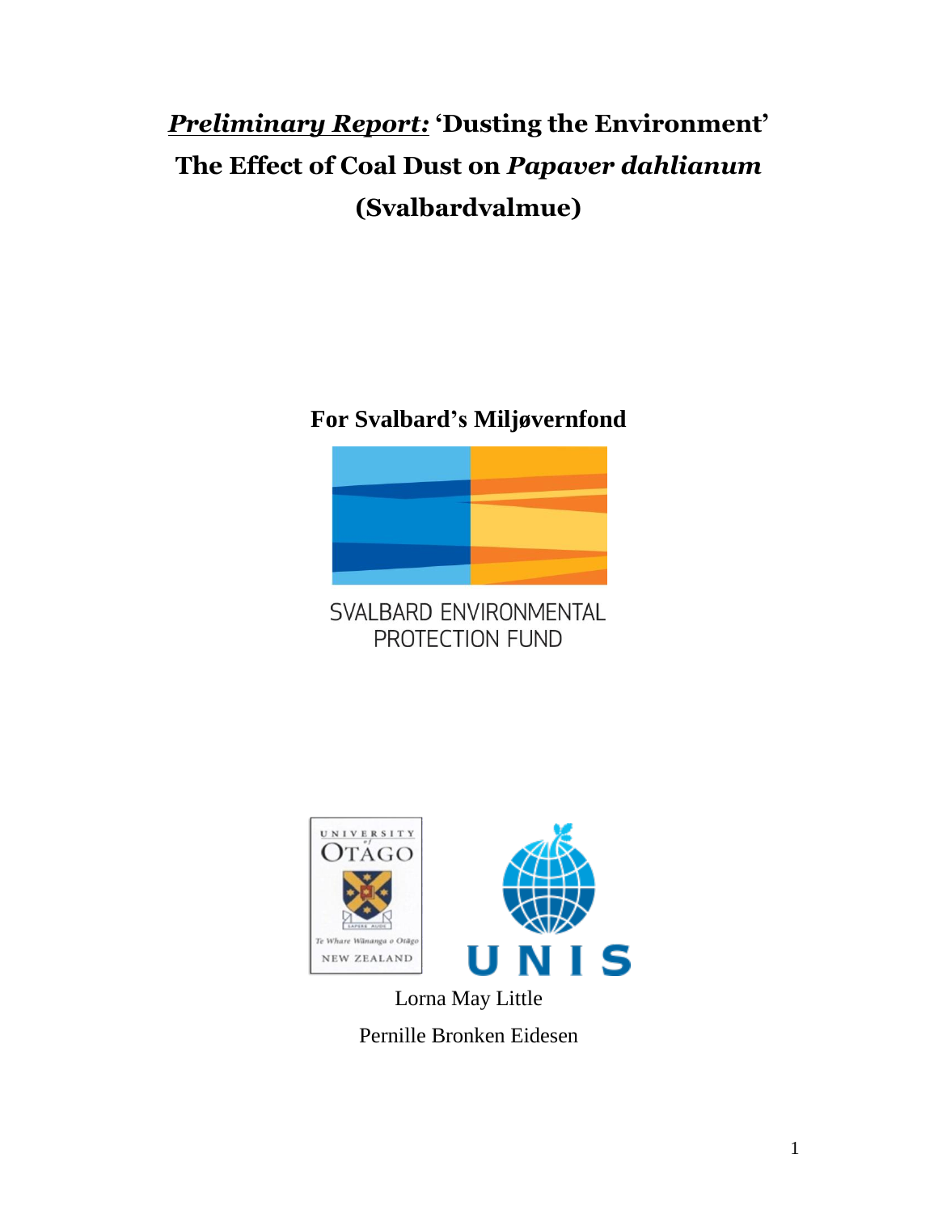# ***Preliminary Report:*** **'Dusting the Environment'**
# **The Effect of Coal Dust on *Papaver dahlianum* (Svalbardvalmue)**

**For Svalbard's Miljøvernfond**

SVALBARD ENVIRONMENTAL PROTECTION FUND

UNIVERSITY of OTAGO

Te Whare Wānanga o Otāgo

NEW ZEALAND

UNIS

Lorna May Little

Pernille Bronken Eidesen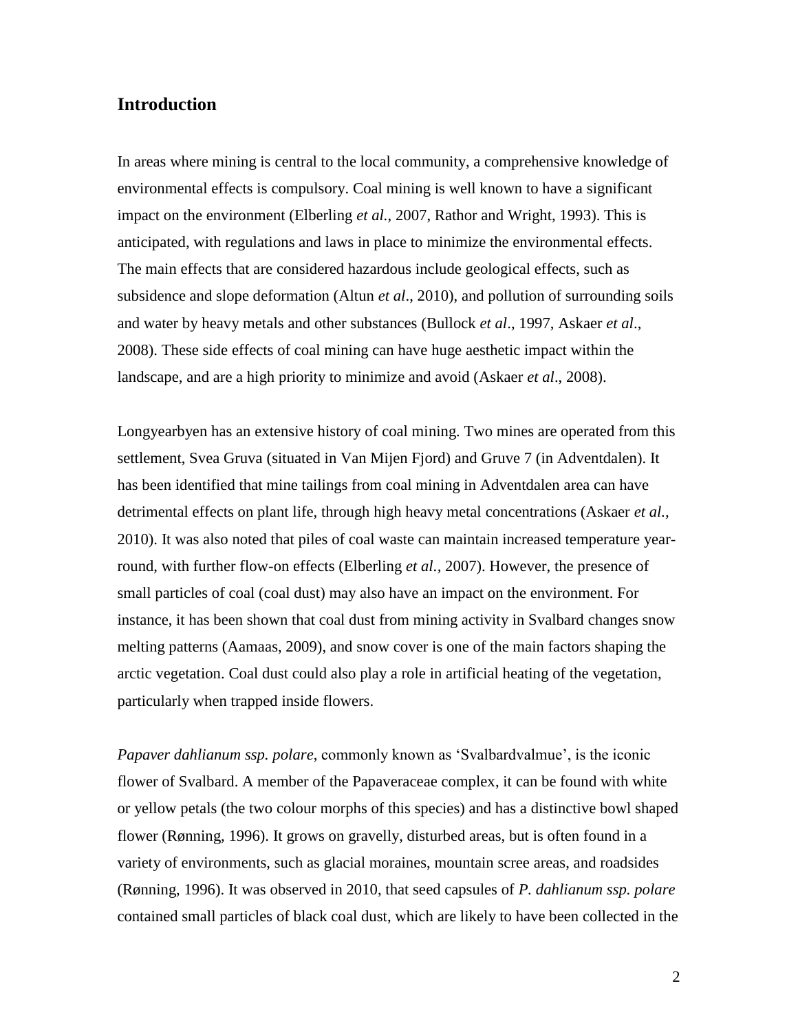## Introduction

In areas where mining is central to the local community, a comprehensive knowledge of environmental effects is compulsory. Coal mining is well known to have a significant impact on the environment (Elberling *et al.*, 2007, Rathor and Wright, 1993). This is anticipated, with regulations and laws in place to minimize the environmental effects. The main effects that are considered hazardous include geological effects, such as subsidence and slope deformation (Altun *et al*., 2010), and pollution of surrounding soils and water by heavy metals and other substances (Bullock *et al*., 1997, Askaer *et al*., 2008). These side effects of coal mining can have huge aesthetic impact within the landscape, and are a high priority to minimize and avoid (Askaer *et al*., 2008).

Longyearbyen has an extensive history of coal mining. Two mines are operated from this settlement, Svea Gruva (situated in Van Mijen Fjord) and Gruve 7 (in Adventdalen). It has been identified that mine tailings from coal mining in Adventdalen area can have detrimental effects on plant life, through high heavy metal concentrations (Askaer *et al.,* 2010). It was also noted that piles of coal waste can maintain increased temperature year-round, with further flow-on effects (Elberling *et al.*, 2007). However, the presence of small particles of coal (coal dust) may also have an impact on the environment. For instance, it has been shown that coal dust from mining activity in Svalbard changes snow melting patterns (Aamaas, 2009), and snow cover is one of the main factors shaping the arctic vegetation. Coal dust could also play a role in artificial heating of the vegetation, particularly when trapped inside flowers.

*Papaver dahlianum ssp. polare*, commonly known as 'Svalbardvalmue', is the iconic flower of Svalbard. A member of the Papaveraceae complex, it can be found with white or yellow petals (the two colour morphs of this species) and has a distinctive bowl shaped flower (Rønning, 1996). It grows on gravelly, disturbed areas, but is often found in a variety of environments, such as glacial moraines, mountain scree areas, and roadsides (Rønning, 1996). It was observed in 2010, that seed capsules of *P. dahlianum ssp. polare* contained small particles of black coal dust, which are likely to have been collected in the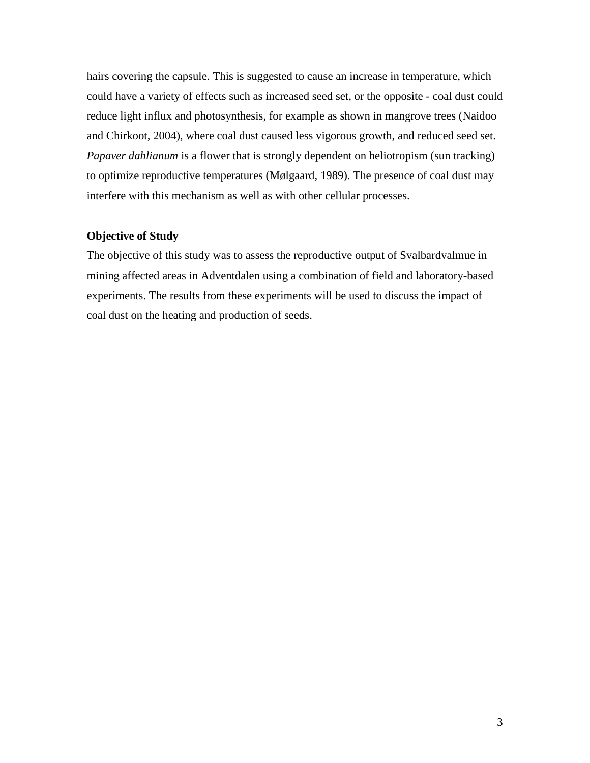hairs covering the capsule. This is suggested to cause an increase in temperature, which could have a variety of effects such as increased seed set, or the opposite - coal dust could reduce light influx and photosynthesis, for example as shown in mangrove trees (Naidoo and Chirkoot, 2004), where coal dust caused less vigorous growth, and reduced seed set. *Papaver dahlianum* is a flower that is strongly dependent on heliotropism (sun tracking) to optimize reproductive temperatures (Mølgaard, 1989). The presence of coal dust may interfere with this mechanism as well as with other cellular processes.

**Objective of Study**

The objective of this study was to assess the reproductive output of Svalbardvalmue in mining affected areas in Adventdalen using a combination of field and laboratory-based experiments. The results from these experiments will be used to discuss the impact of coal dust on the heating and production of seeds.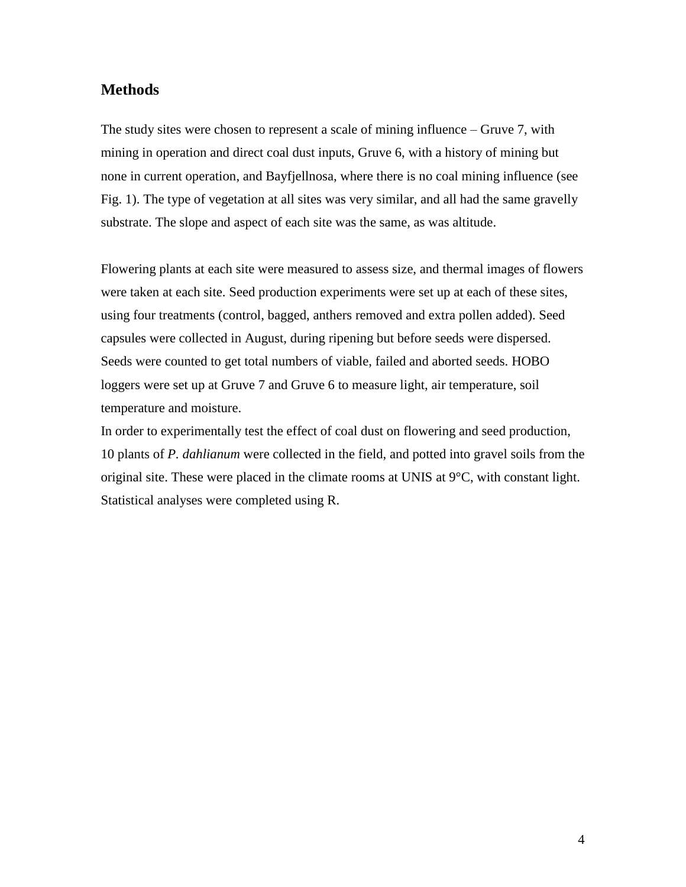## Methods

The study sites were chosen to represent a scale of mining influence – Gruve 7, with mining in operation and direct coal dust inputs, Gruve 6, with a history of mining but none in current operation, and Bayfjellnosa, where there is no coal mining influence (see Fig. 1). The type of vegetation at all sites was very similar, and all had the same gravelly substrate. The slope and aspect of each site was the same, as was altitude.

Flowering plants at each site were measured to assess size, and thermal images of flowers were taken at each site. Seed production experiments were set up at each of these sites, using four treatments (control, bagged, anthers removed and extra pollen added). Seed capsules were collected in August, during ripening but before seeds were dispersed. Seeds were counted to get total numbers of viable, failed and aborted seeds. HOBO loggers were set up at Gruve 7 and Gruve 6 to measure light, air temperature, soil temperature and moisture.

In order to experimentally test the effect of coal dust on flowering and seed production, 10 plants of *P. dahlianum* were collected in the field, and potted into gravel soils from the original site. These were placed in the climate rooms at UNIS at 9°C, with constant light. Statistical analyses were completed using R.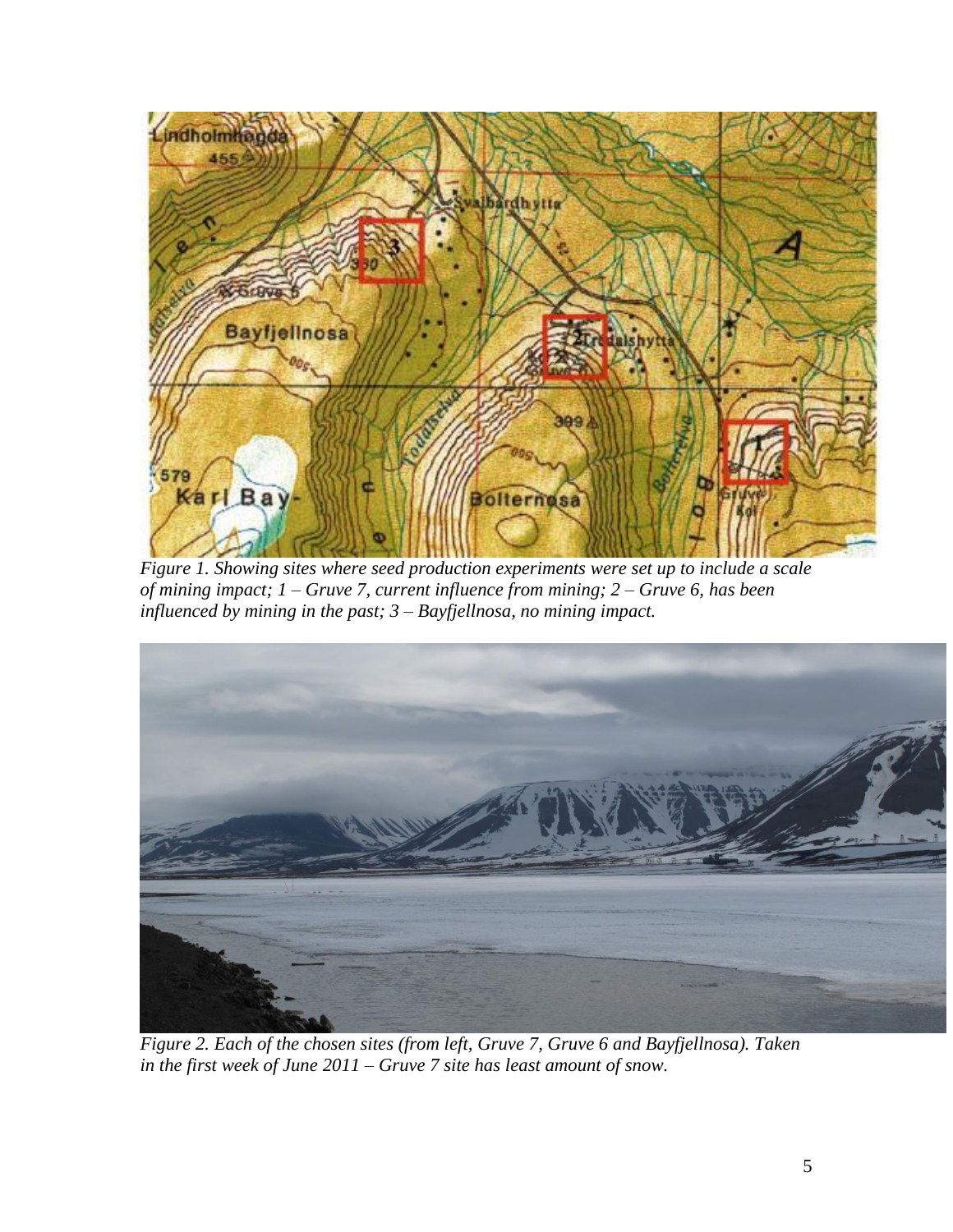*Figure 1. Showing sites where seed production experiments were set up to include a scale of mining impact; 1 – Gruve 7, current influence from mining; 2 – Gruve 6, has been influenced by mining in the past; 3 – Bayfjellnosa, no mining impact.*

*Figure 2. Each of the chosen sites (from left, Gruve 7, Gruve 6 and Bayfjellnosa). Taken in the first week of June 2011 – Gruve 7 site has least amount of snow.*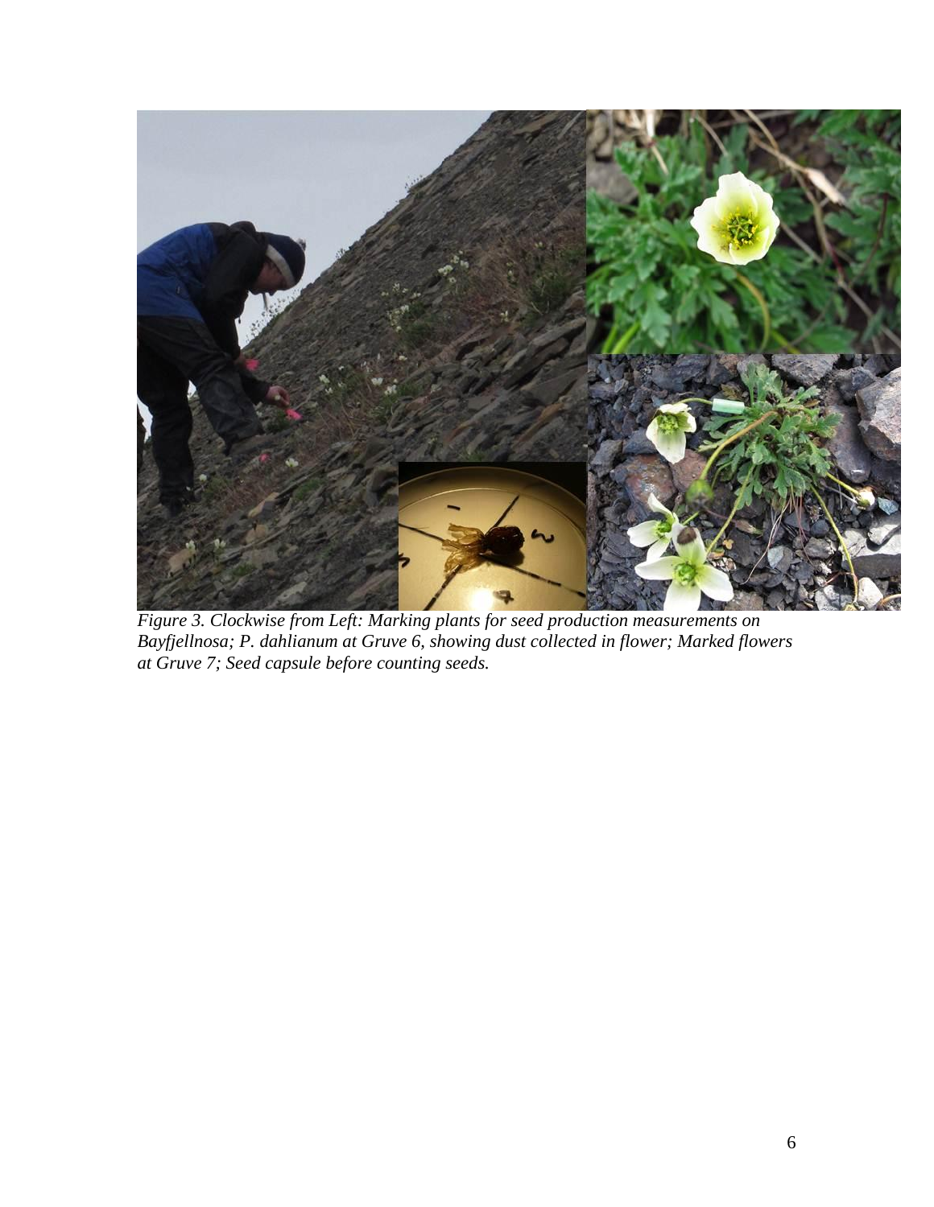*Figure 3. Clockwise from Left: Marking plants for seed production measurements on Bayfjellnosa; P. dahlianum at Gruve 6, showing dust collected in flower; Marked flowers at Gruve 7; Seed capsule before counting seeds.*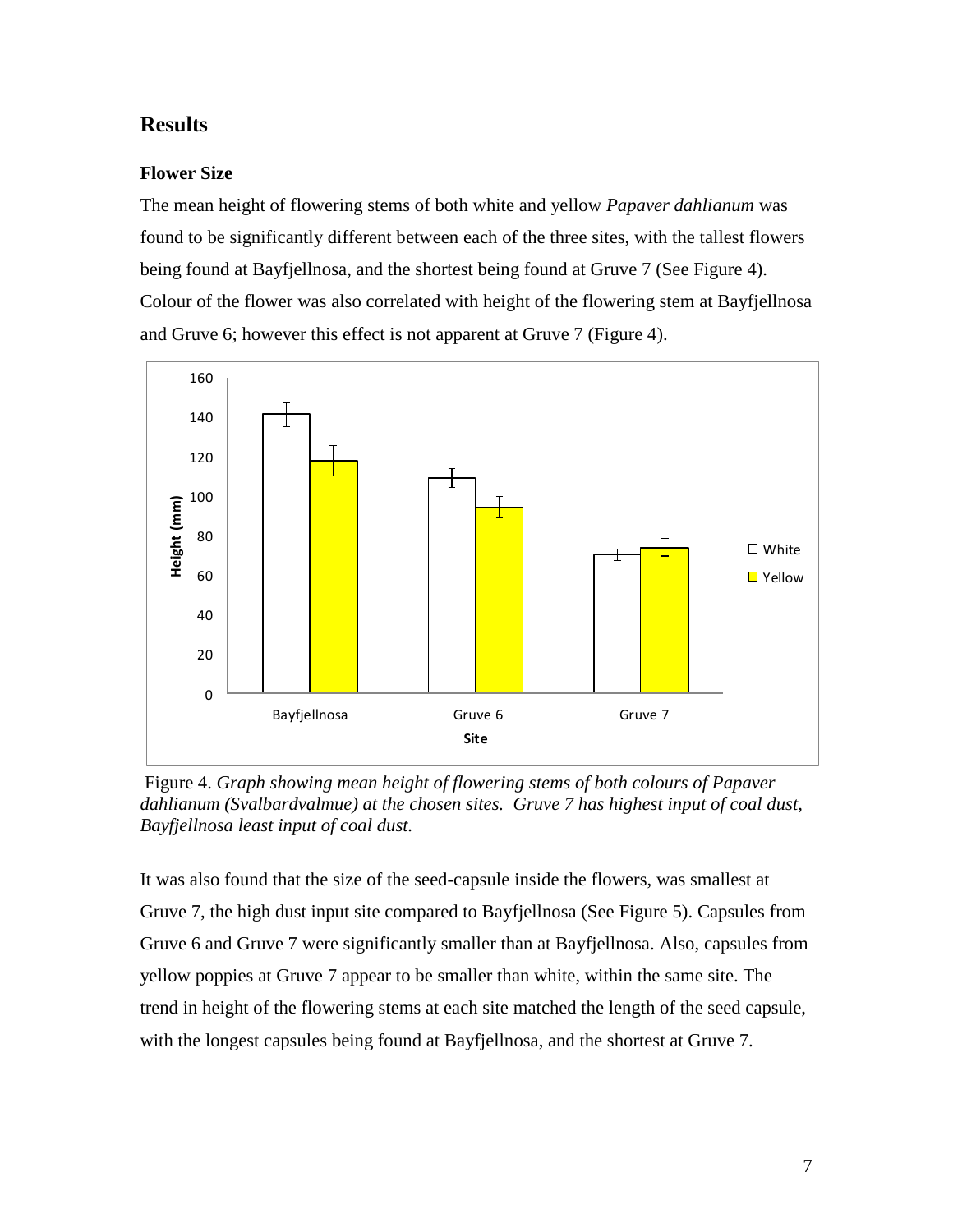## Results

### Flower Size

The mean height of flowering stems of both white and yellow *Papaver dahlianum* was found to be significantly different between each of the three sites, with the tallest flowers being found at Bayfjellnosa, and the shortest being found at Gruve 7 (See Figure 4). Colour of the flower was also correlated with height of the flowering stem at Bayfjellnosa and Gruve 6; however this effect is not apparent at Gruve 7 (Figure 4).

Figure 4. *Graph showing mean height of flowering stems of both colours of Papaver dahlianum (Svalbardvalmue) at the chosen sites. Gruve 7 has highest input of coal dust, Bayfjellnosa least input of coal dust.*

It was also found that the size of the seed-capsule inside the flowers, was smallest at Gruve 7, the high dust input site compared to Bayfjellnosa (See Figure 5). Capsules from Gruve 6 and Gruve 7 were significantly smaller than at Bayfjellnosa. Also, capsules from yellow poppies at Gruve 7 appear to be smaller than white, within the same site. The trend in height of the flowering stems at each site matched the length of the seed capsule, with the longest capsules being found at Bayfjellnosa, and the shortest at Gruve 7.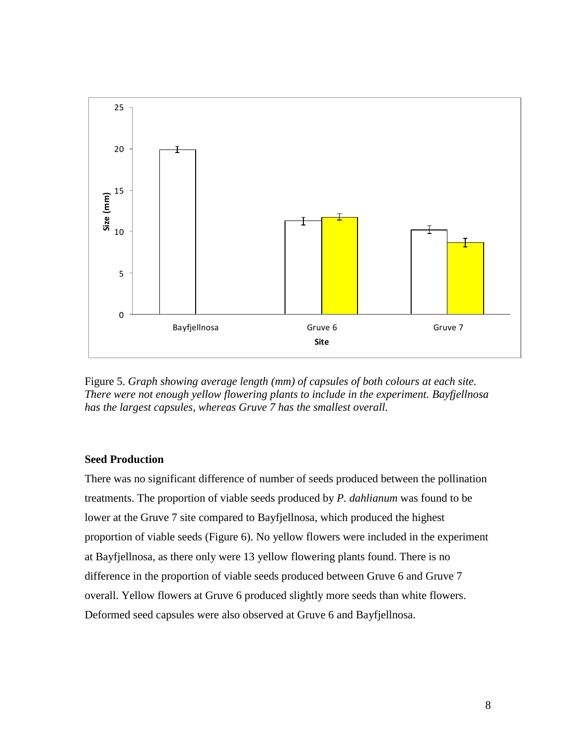Figure 5. *Graph showing average length (mm) of capsules of both colours at each site. There were not enough yellow flowering plants to include in the experiment. Bayfjellnosa has the largest capsules, whereas Gruve 7 has the smallest overall.*

### Seed Production

There was no significant difference of number of seeds produced between the pollination treatments. The proportion of viable seeds produced by *P. dahlianum* was found to be lower at the Gruve 7 site compared to Bayfjellnosa, which produced the highest proportion of viable seeds (Figure 6). No yellow flowers were included in the experiment at Bayfjellnosa, as there only were 13 yellow flowering plants found. There is no difference in the proportion of viable seeds produced between Gruve 6 and Gruve 7 overall. Yellow flowers at Gruve 6 produced slightly more seeds than white flowers. Deformed seed capsules were also observed at Gruve 6 and Bayfjellnosa.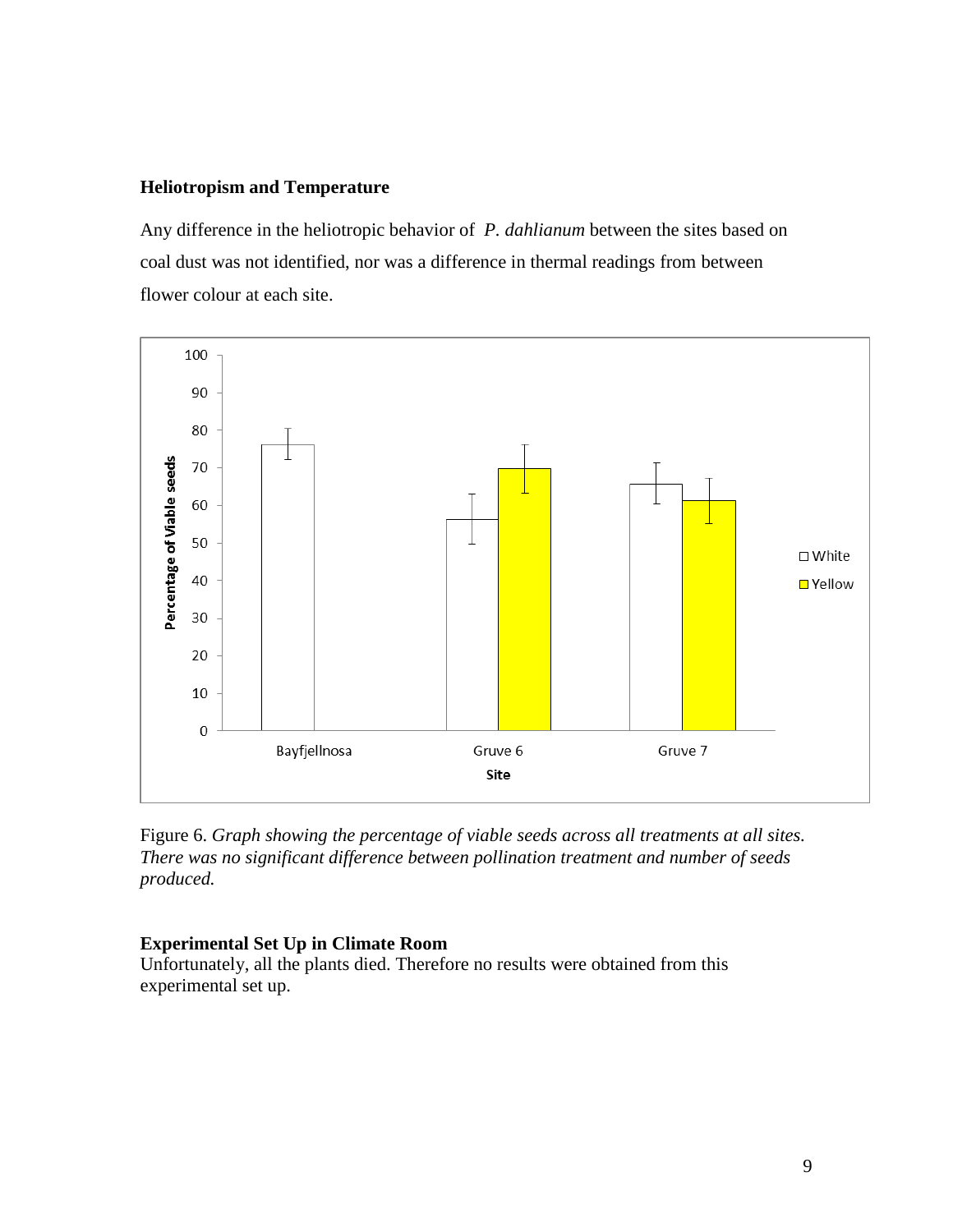### Heliotropism and Temperature

Any difference in the heliotropic behavior of *P. dahlianum* between the sites based on coal dust was not identified, nor was a difference in thermal readings from between flower colour at each site.

Figure 6. *Graph showing the percentage of viable seeds across all treatments at all sites. There was no significant difference between pollination treatment and number of seeds produced.*

### Experimental Set Up in Climate Room

Unfortunately, all the plants died. Therefore no results were obtained from this experimental set up.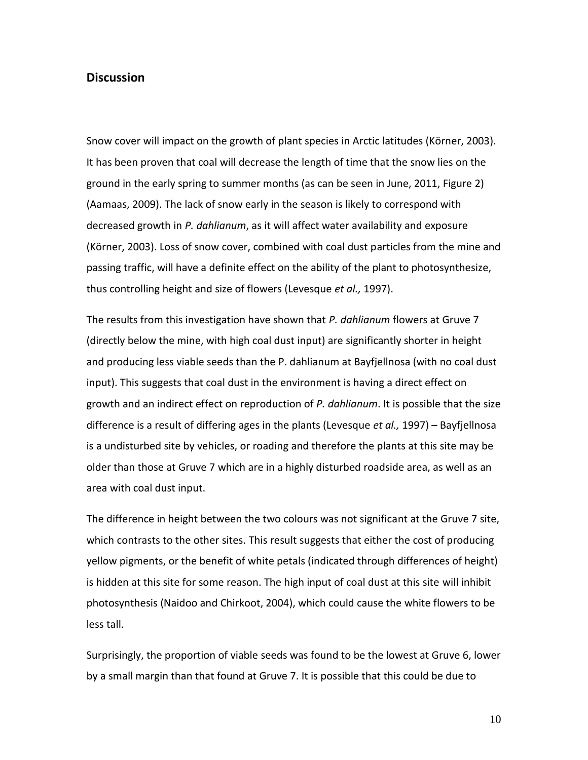## Discussion

Snow cover will impact on the growth of plant species in Arctic latitudes (Körner, 2003). It has been proven that coal will decrease the length of time that the snow lies on the ground in the early spring to summer months (as can be seen in June, 2011, Figure 2) (Aamaas, 2009). The lack of snow early in the season is likely to correspond with decreased growth in *P. dahlianum*, as it will affect water availability and exposure (Körner, 2003). Loss of snow cover, combined with coal dust particles from the mine and passing traffic, will have a definite effect on the ability of the plant to photosynthesize, thus controlling height and size of flowers (Levesque *et al.,* 1997).

The results from this investigation have shown that *P. dahlianum* flowers at Gruve 7 (directly below the mine, with high coal dust input) are significantly shorter in height and producing less viable seeds than the P. dahlianum at Bayfjellnosa (with no coal dust input). This suggests that coal dust in the environment is having a direct effect on growth and an indirect effect on reproduction of *P. dahlianum*. It is possible that the size difference is a result of differing ages in the plants (Levesque *et al.,* 1997) – Bayfjellnosa is a undisturbed site by vehicles, or roading and therefore the plants at this site may be older than those at Gruve 7 which are in a highly disturbed roadside area, as well as an area with coal dust input.

The difference in height between the two colours was not significant at the Gruve 7 site, which contrasts to the other sites. This result suggests that either the cost of producing yellow pigments, or the benefit of white petals (indicated through differences of height) is hidden at this site for some reason. The high input of coal dust at this site will inhibit photosynthesis (Naidoo and Chirkoot, 2004), which could cause the white flowers to be less tall.

Surprisingly, the proportion of viable seeds was found to be the lowest at Gruve 6, lower by a small margin than that found at Gruve 7. It is possible that this could be due to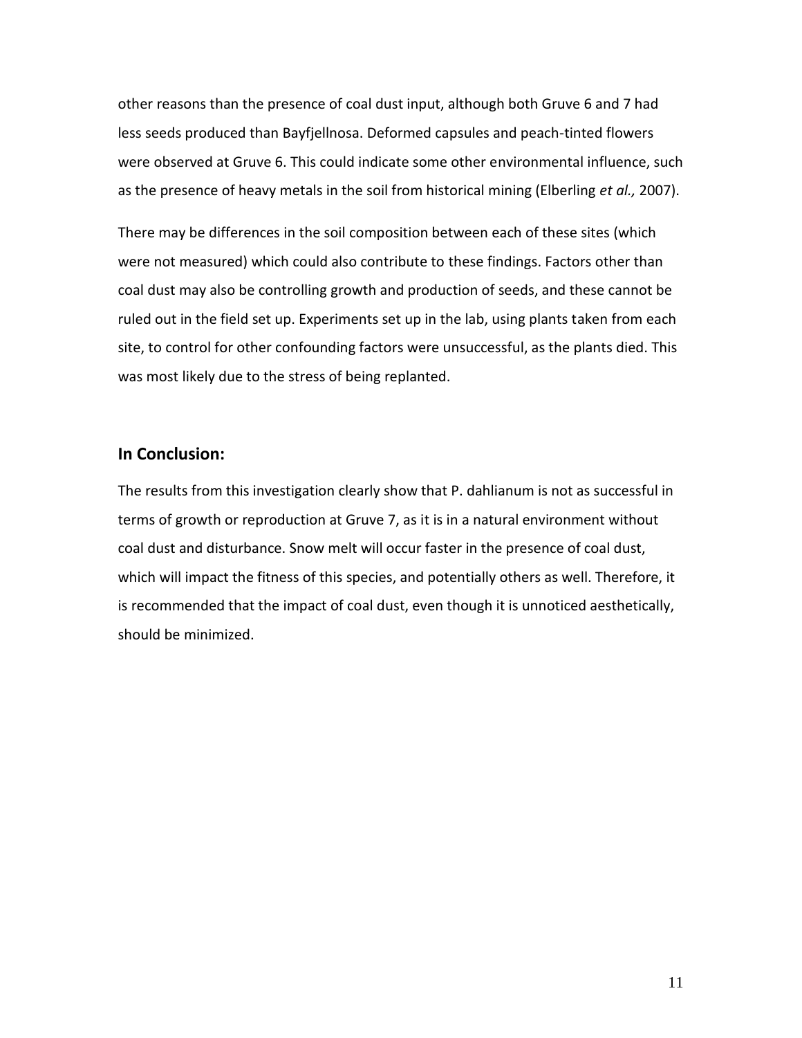other reasons than the presence of coal dust input, although both Gruve 6 and 7 had less seeds produced than Bayfjellnosa. Deformed capsules and peach-tinted flowers were observed at Gruve 6. This could indicate some other environmental influence, such as the presence of heavy metals in the soil from historical mining (Elberling *et al.,* 2007).

There may be differences in the soil composition between each of these sites (which were not measured) which could also contribute to these findings. Factors other than coal dust may also be controlling growth and production of seeds, and these cannot be ruled out in the field set up. Experiments set up in the lab, using plants taken from each site, to control for other confounding factors were unsuccessful, as the plants died. This was most likely due to the stress of being replanted.

## In Conclusion:

The results from this investigation clearly show that P. dahlianum is not as successful in terms of growth or reproduction at Gruve 7, as it is in a natural environment without coal dust and disturbance. Snow melt will occur faster in the presence of coal dust, which will impact the fitness of this species, and potentially others as well. Therefore, it is recommended that the impact of coal dust, even though it is unnoticed aesthetically, should be minimized.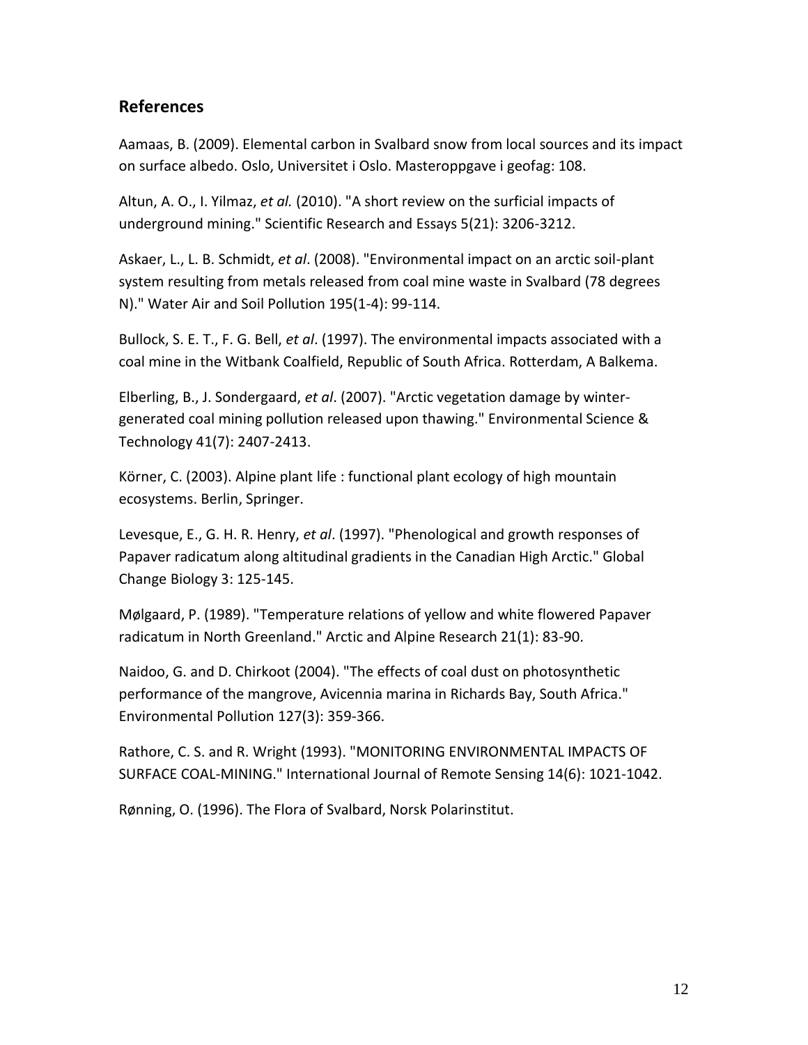## References

Aamaas, B. (2009). Elemental carbon in Svalbard snow from local sources and its impact on surface albedo. Oslo, Universitet i Oslo. Masteroppgave i geofag: 108.

Altun, A. O., I. Yilmaz, *et al.* (2010). "A short review on the surficial impacts of underground mining." Scientific Research and Essays 5(21): 3206-3212.

Askaer, L., L. B. Schmidt, *et al*. (2008). "Environmental impact on an arctic soil-plant system resulting from metals released from coal mine waste in Svalbard (78 degrees N)." Water Air and Soil Pollution 195(1-4): 99-114.

Bullock, S. E. T., F. G. Bell, *et al*. (1997). The environmental impacts associated with a coal mine in the Witbank Coalfield, Republic of South Africa. Rotterdam, A Balkema.

Elberling, B., J. Sondergaard, *et al*. (2007). "Arctic vegetation damage by winter-generated coal mining pollution released upon thawing." Environmental Science & Technology 41(7): 2407-2413.

Körner, C. (2003). Alpine plant life : functional plant ecology of high mountain ecosystems. Berlin, Springer.

Levesque, E., G. H. R. Henry, *et al*. (1997). "Phenological and growth responses of Papaver radicatum along altitudinal gradients in the Canadian High Arctic." Global Change Biology 3: 125-145.

Mølgaard, P. (1989). "Temperature relations of yellow and white flowered Papaver radicatum in North Greenland." Arctic and Alpine Research 21(1): 83-90.

Naidoo, G. and D. Chirkoot (2004). "The effects of coal dust on photosynthetic performance of the mangrove, Avicennia marina in Richards Bay, South Africa." Environmental Pollution 127(3): 359-366.

Rathore, C. S. and R. Wright (1993). "MONITORING ENVIRONMENTAL IMPACTS OF SURFACE COAL-MINING." International Journal of Remote Sensing 14(6): 1021-1042.

Rønning, O. (1996). The Flora of Svalbard, Norsk Polarinstitut.